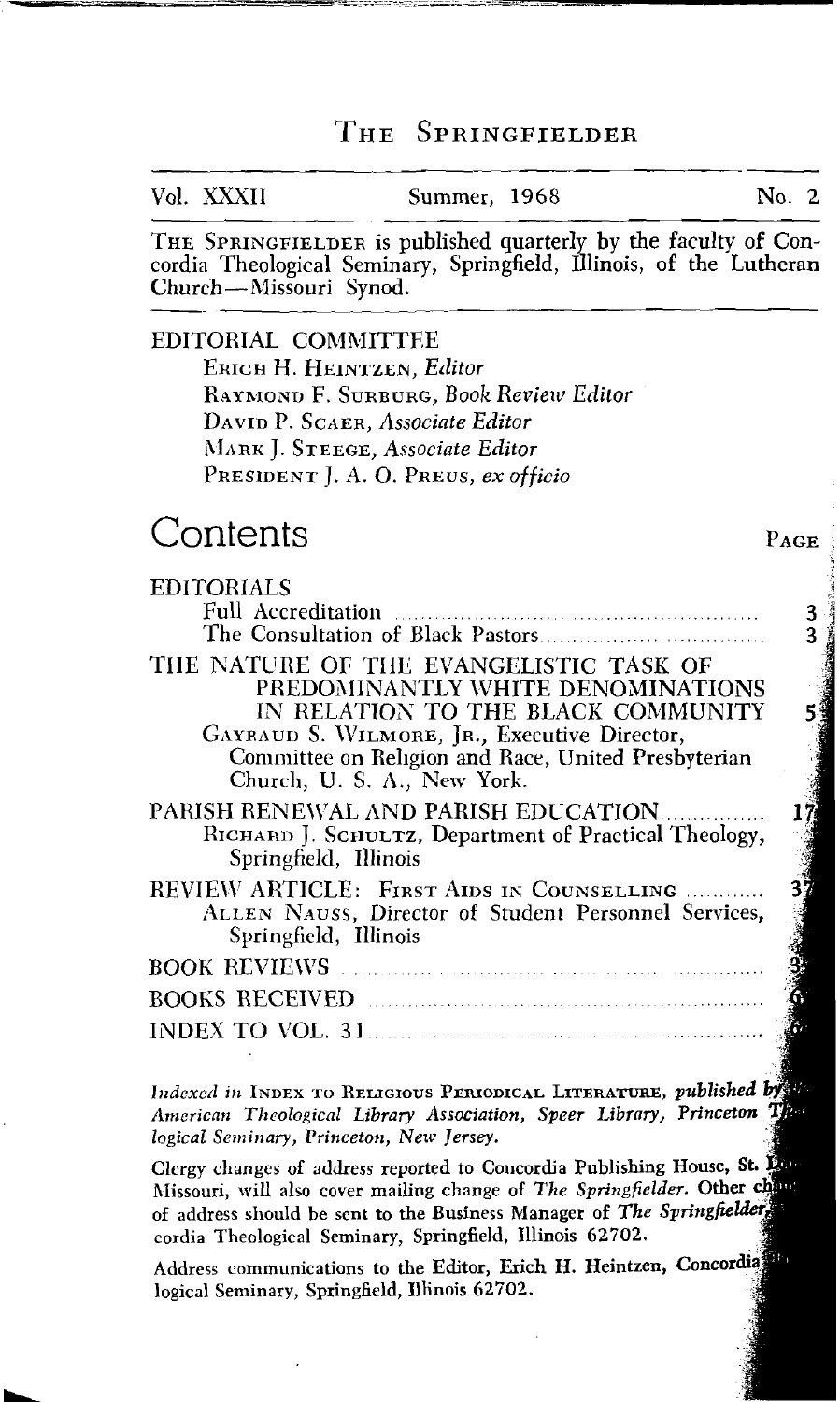# The Springfielder

| Vol. XXXII | Summer, 1968 | No. 2 |
|---|---|---|

The Springfielder is published quarterly by the faculty of Concordia Theological Seminary, Springfield, Illinois, of the Lutheran Church—Missouri Synod.

EDITORIAL COMMITTEE

Erich H. Heintzen, *Editor*
Raymond F. Surburg, *Book Review Editor*
David P. Scaer, *Associate Editor*
Mark J. Steege, *Associate Editor*
President J. A. O. Preus, *ex officio*

## Contents

| | Page |
|---|---|
| EDITORIALS | |
| Full Accreditation | 3 |
| The Consultation of Black Pastors | 3 |
| THE NATURE OF THE EVANGELISTIC TASK OF PREDOMINANTLY WHITE DENOMINATIONS IN RELATION TO THE BLACK COMMUNITY<br>Gayraud S. Wilmore, Jr., Executive Director, Committee on Religion and Race, United Presbyterian Church, U. S. A., New York. | 5 |
| PARISH RENEWAL AND PARISH EDUCATION<br>Richard J. Schultz, Department of Practical Theology, Springfield, Illinois | 17 |
| REVIEW ARTICLE: First Aids in Counselling<br>Allen Nauss, Director of Student Personnel Services, Springfield, Illinois | 37 |
| BOOK REVIEWS | |
| BOOKS RECEIVED | |
| INDEX TO VOL. 31 | |

*Indexed in* Index to Religious Periodical Literature, *published by American Theological Library Association, Speer Library, Princeton Theological Seminary, Princeton, New Jersey.*

Clergy changes of address reported to Concordia Publishing House, St. Louis, Missouri, will also cover mailing change of *The Springfielder*. Other changes of address should be sent to the Business Manager of *The Springfielder*, Concordia Theological Seminary, Springfield, Illinois 62702.

Address communications to the Editor, Erich H. Heintzen, Concordia Theological Seminary, Springfield, Illinois 62702.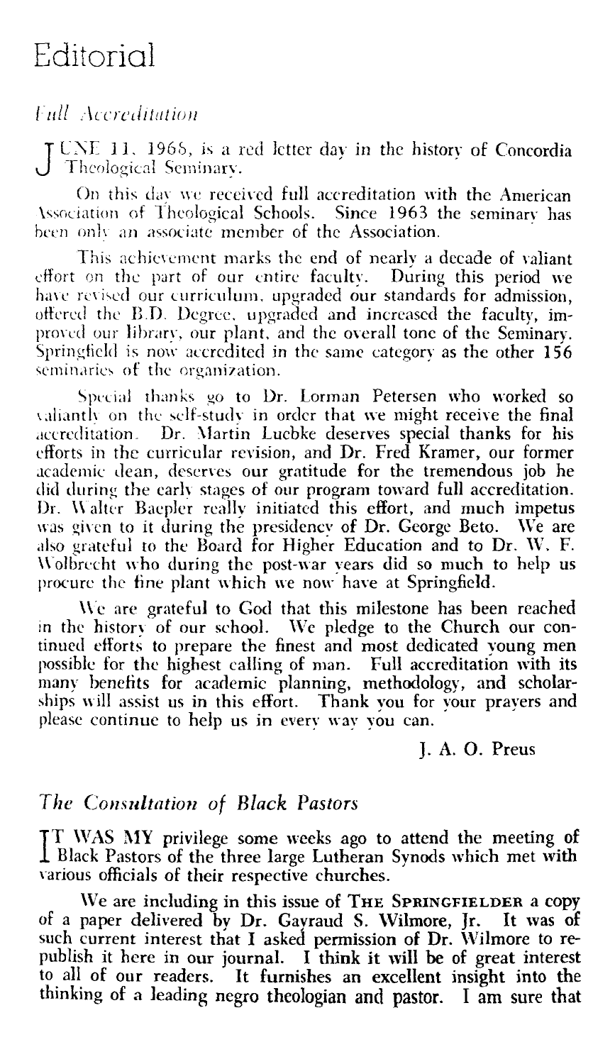# Editorial

*Full Accreditation*

JUNE 11, 1968, is a red letter day in the history of Concordia Theological Seminary.

On this day we received full accreditation with the American Association of Theological Schools. Since 1963 the seminary has been only an associate member of the Association.

This achievement marks the end of nearly a decade of valiant effort on the part of our entire faculty. During this period we have revised our curriculum, upgraded our standards for admission, offered the B.D. Degree, upgraded and increased the faculty, improved our library, our plant, and the overall tone of the Seminary. Springfield is now accredited in the same category as the other 156 seminaries of the organization.

Special thanks go to Dr. Lorman Petersen who worked so valiantly on the self-study in order that we might receive the final accreditation. Dr. Martin Luebke deserves special thanks for his efforts in the curricular revision, and Dr. Fred Kramer, our former academic dean, deserves our gratitude for the tremendous job he did during the early stages of our program toward full accreditation. Dr. Walter Baepler really initiated this effort, and much impetus was given to it during the presidency of Dr. George Beto. We are also grateful to the Board for Higher Education and to Dr. W. F. Wolbrecht who during the post-war years did so much to help us procure the fine plant which we now have at Springfield.

We are grateful to God that this milestone has been reached in the history of our school. We pledge to the Church our continued efforts to prepare the finest and most dedicated young men possible for the highest calling of man. Full accreditation with its many benefits for academic planning, methodology, and scholarships will assist us in this effort. Thank you for your prayers and please continue to help us in every way you can.

J. A. O. Preus

*The Consultation of Black Pastors*

IT WAS MY privilege some weeks ago to attend the meeting of Black Pastors of the three large Lutheran Synods which met with various officials of their respective churches.

We are including in this issue of THE SPRINGFIELDER a copy of a paper delivered by Dr. Gayraud S. Wilmore, Jr. It was of such current interest that I asked permission of Dr. Wilmore to republish it here in our journal. I think it will be of great interest to all of our readers. It furnishes an excellent insight into the thinking of a leading negro theologian and pastor. I am sure that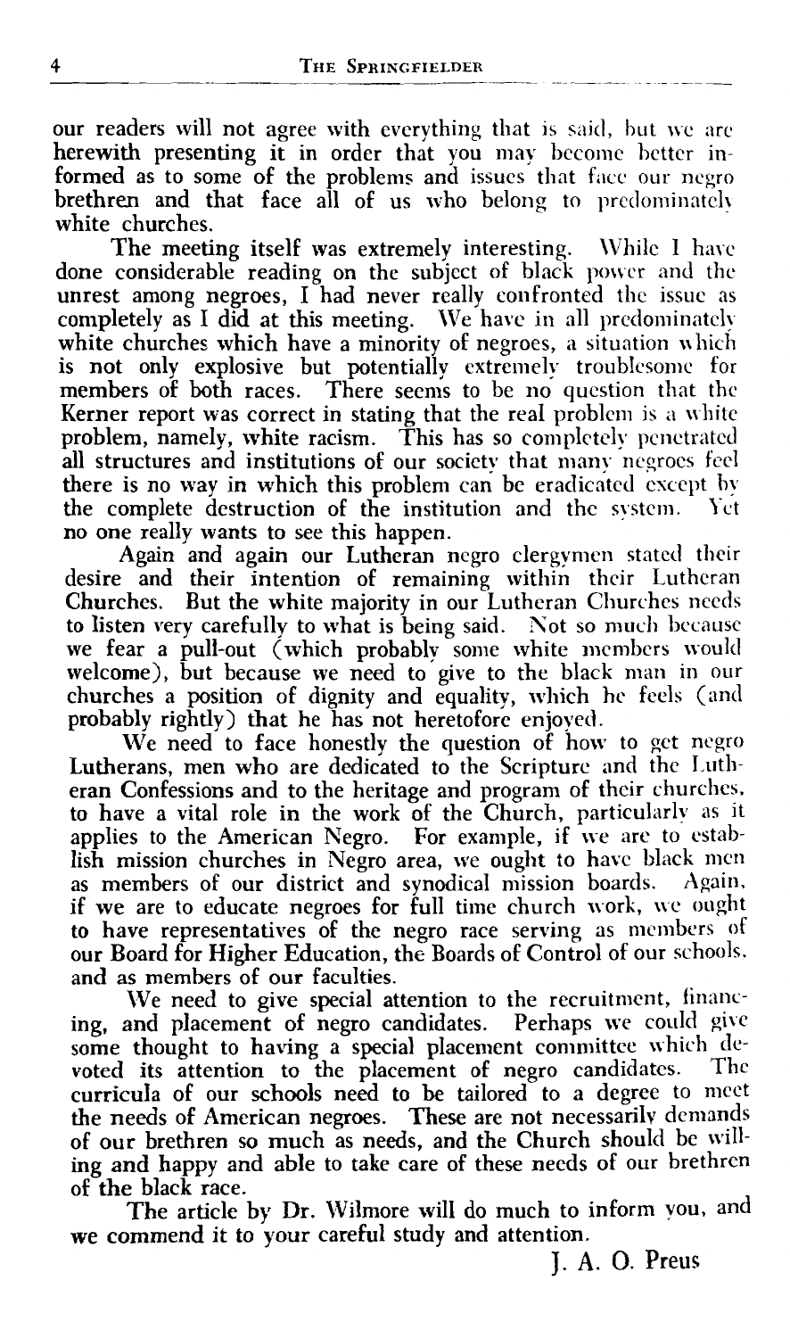our readers will not agree with everything that is said, but we are herewith presenting it in order that you may become better informed as to some of the problems and issues that face our negro brethren and that face all of us who belong to predominately white churches.

The meeting itself was extremely interesting. While I have done considerable reading on the subject of black power and the unrest among negroes, I had never really confronted the issue as completely as I did at this meeting. We have in all predominately white churches which have a minority of negroes, a situation which is not only explosive but potentially extremely troublesome for members of both races. There seems to be no question that the Kerner report was correct in stating that the real problem is a white problem, namely, white racism. This has so completely penetrated all structures and institutions of our society that many negroes feel there is no way in which this problem can be eradicated except by the complete destruction of the institution and the system. Yet no one really wants to see this happen.

Again and again our Lutheran negro clergymen stated their desire and their intention of remaining within their Lutheran Churches. But the white majority in our Lutheran Churches needs to listen very carefully to what is being said. Not so much because we fear a pull-out (which probably some white members would welcome), but because we need to give to the black man in our churches a position of dignity and equality, which he feels (and probably rightly) that he has not heretofore enjoyed.

We need to face honestly the question of how to get negro Lutherans, men who are dedicated to the Scripture and the Lutheran Confessions and to the heritage and program of their churches, to have a vital role in the work of the Church, particularly as it applies to the American Negro. For example, if we are to establish mission churches in Negro area, we ought to have black men as members of our district and synodical mission boards. Again, if we are to educate negroes for full time church work, we ought to have representatives of the negro race serving as members of our Board for Higher Education, the Boards of Control of our schools, and as members of our faculties.

We need to give special attention to the recruitment, financing, and placement of negro candidates. Perhaps we could give some thought to having a special placement committee which devoted its attention to the placement of negro candidates. The curricula of our schools need to be tailored to a degree to meet the needs of American negroes. These are not necessarily demands of our brethren so much as needs, and the Church should be willing and happy and able to take care of these needs of our brethren of the black race.

The article by Dr. Wilmore will do much to inform you, and we commend it to your careful study and attention.

J. A. O. Preus